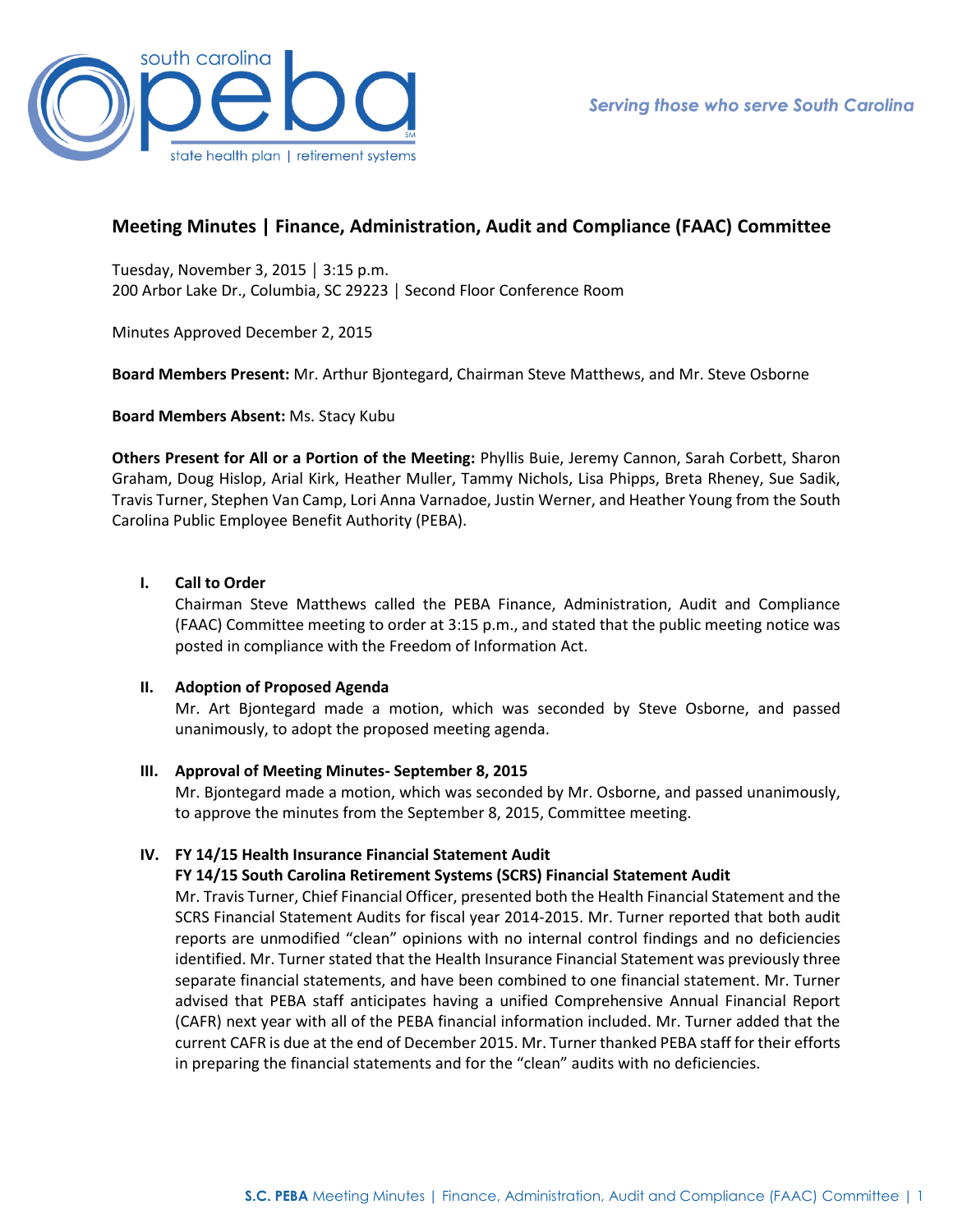# Meeting Minutes | Finance, Administration, Audit and Compliance (FAAC) Committee

Tuesday, November 3, 2015 │ 3:15 p.m.
200 Arbor Lake Dr., Columbia, SC 29223 │ Second Floor Conference Room

Minutes Approved December 2, 2015

**Board Members Present:** Mr. Arthur Bjontegard, Chairman Steve Matthews, and Mr. Steve Osborne

**Board Members Absent:** Ms. Stacy Kubu

**Others Present for All or a Portion of the Meeting:** Phyllis Buie, Jeremy Cannon, Sarah Corbett, Sharon Graham, Doug Hislop, Arial Kirk, Heather Muller, Tammy Nichols, Lisa Phipps, Breta Rheney, Sue Sadik, Travis Turner, Stephen Van Camp, Lori Anna Varnadoe, Justin Werner, and Heather Young from the South Carolina Public Employee Benefit Authority (PEBA).

## I. Call to Order

Chairman Steve Matthews called the PEBA Finance, Administration, Audit and Compliance (FAAC) Committee meeting to order at 3:15 p.m., and stated that the public meeting notice was posted in compliance with the Freedom of Information Act.

## II. Adoption of Proposed Agenda

Mr. Art Bjontegard made a motion, which was seconded by Steve Osborne, and passed unanimously, to adopt the proposed meeting agenda.

## III. Approval of Meeting Minutes- September 8, 2015

Mr. Bjontegard made a motion, which was seconded by Mr. Osborne, and passed unanimously, to approve the minutes from the September 8, 2015, Committee meeting.

## IV. FY 14/15 Health Insurance Financial Statement Audit
## FY 14/15 South Carolina Retirement Systems (SCRS) Financial Statement Audit

Mr. Travis Turner, Chief Financial Officer, presented both the Health Financial Statement and the SCRS Financial Statement Audits for fiscal year 2014-2015. Mr. Turner reported that both audit reports are unmodified "clean" opinions with no internal control findings and no deficiencies identified. Mr. Turner stated that the Health Insurance Financial Statement was previously three separate financial statements, and have been combined to one financial statement. Mr. Turner advised that PEBA staff anticipates having a unified Comprehensive Annual Financial Report (CAFR) next year with all of the PEBA financial information included. Mr. Turner added that the current CAFR is due at the end of December 2015. Mr. Turner thanked PEBA staff for their efforts in preparing the financial statements and for the "clean" audits with no deficiencies.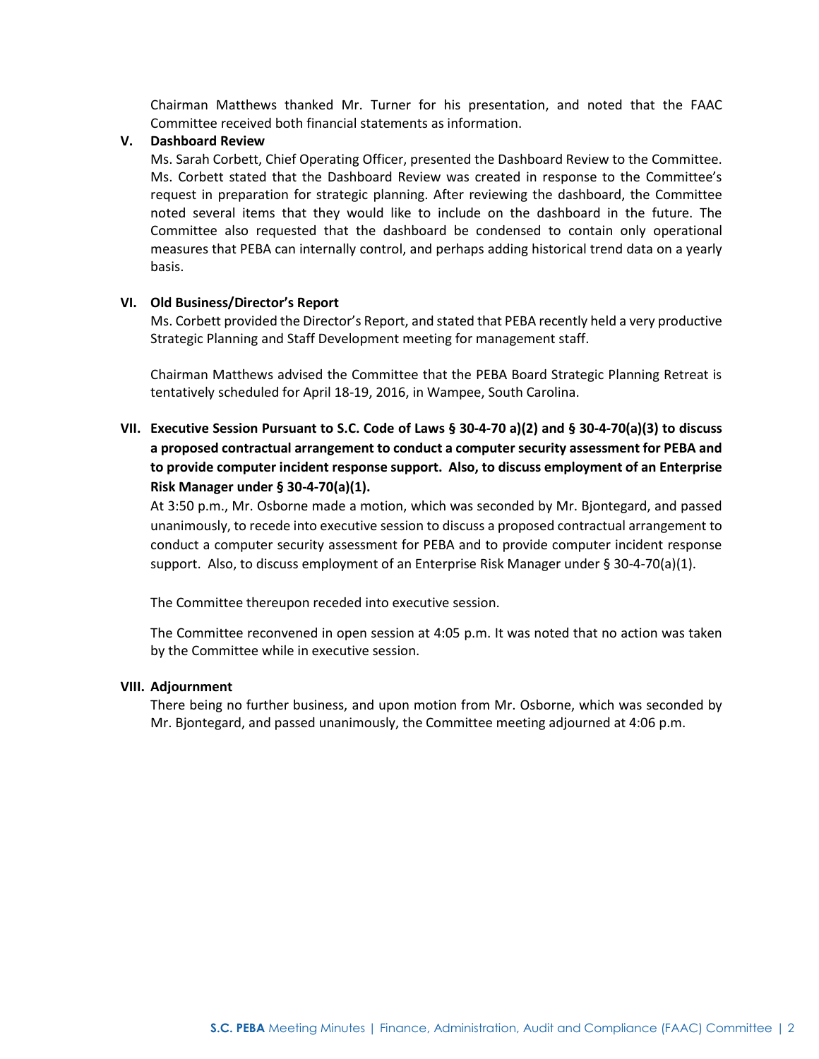Chairman Matthews thanked Mr. Turner for his presentation, and noted that the FAAC Committee received both financial statements as information.

**V. Dashboard Review**

Ms. Sarah Corbett, Chief Operating Officer, presented the Dashboard Review to the Committee. Ms. Corbett stated that the Dashboard Review was created in response to the Committee's request in preparation for strategic planning. After reviewing the dashboard, the Committee noted several items that they would like to include on the dashboard in the future. The Committee also requested that the dashboard be condensed to contain only operational measures that PEBA can internally control, and perhaps adding historical trend data on a yearly basis.

**VI. Old Business/Director's Report**

Ms. Corbett provided the Director's Report, and stated that PEBA recently held a very productive Strategic Planning and Staff Development meeting for management staff.

Chairman Matthews advised the Committee that the PEBA Board Strategic Planning Retreat is tentatively scheduled for April 18-19, 2016, in Wampee, South Carolina.

**VII. Executive Session Pursuant to S.C. Code of Laws § 30-4-70 a)(2) and § 30-4-70(a)(3) to discuss a proposed contractual arrangement to conduct a computer security assessment for PEBA and to provide computer incident response support. Also, to discuss employment of an Enterprise Risk Manager under § 30-4-70(a)(1).**

At 3:50 p.m., Mr. Osborne made a motion, which was seconded by Mr. Bjontegard, and passed unanimously, to recede into executive session to discuss a proposed contractual arrangement to conduct a computer security assessment for PEBA and to provide computer incident response support. Also, to discuss employment of an Enterprise Risk Manager under § 30-4-70(a)(1).

The Committee thereupon receded into executive session.

The Committee reconvened in open session at 4:05 p.m. It was noted that no action was taken by the Committee while in executive session.

**VIII. Adjournment**

There being no further business, and upon motion from Mr. Osborne, which was seconded by Mr. Bjontegard, and passed unanimously, the Committee meeting adjourned at 4:06 p.m.